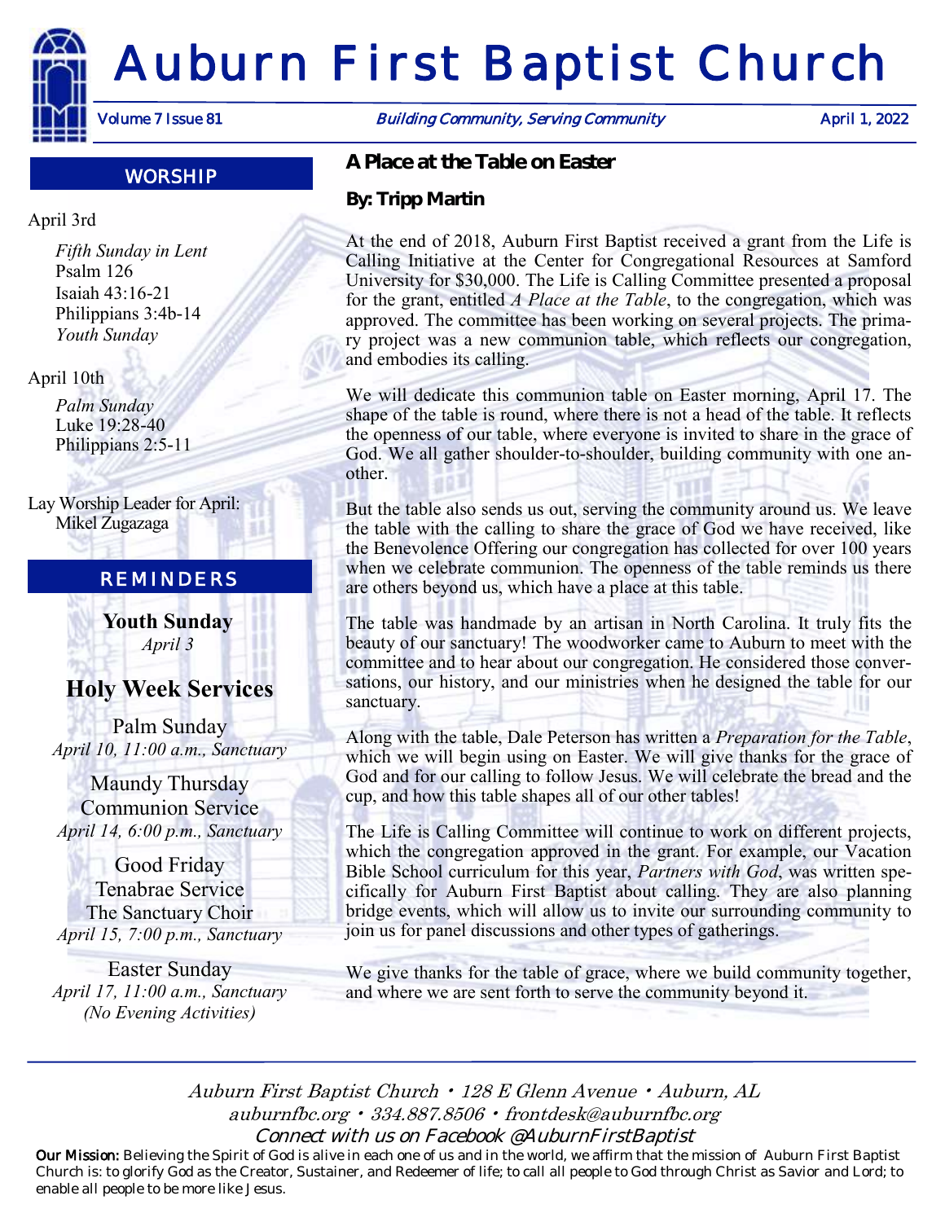# Auburn First Baptist Church

Volume 7 Issue 81 — *Building Community, Serving Community* — April 1, 2022

## WORSHIP

April 3rd

*Fifth Sunday in Lent*
Psalm 126
Isaiah 43:16-21
Philippians 3:4b-14
*Youth Sunday*

April 10th

*Palm Sunday*
Luke 19:28-40
Philippians 2:5-11

Lay Worship Leader for April:
Mikel Zugazaga

## REMINDERS

**Youth Sunday**
*April 3*

### Holy Week Services

Palm Sunday
*April 10, 11:00 a.m., Sanctuary*

Maundy Thursday
Communion Service
*April 14, 6:00 p.m., Sanctuary*

Good Friday
Tenabrae Service
The Sanctuary Choir
*April 15, 7:00 p.m., Sanctuary*

Easter Sunday
*April 17, 11:00 a.m., Sanctuary*
*(No Evening Activities)*

## A Place at the Table on Easter

**By: Tripp Martin**

At the end of 2018, Auburn First Baptist received a grant from the Life is Calling Initiative at the Center for Congregational Resources at Samford University for $30,000. The Life is Calling Committee presented a proposal for the grant, entitled *A Place at the Table*, to the congregation, which was approved. The committee has been working on several projects. The primary project was a new communion table, which reflects our congregation, and embodies its calling.

We will dedicate this communion table on Easter morning, April 17. The shape of the table is round, where there is not a head of the table. It reflects the openness of our table, where everyone is invited to share in the grace of God. We all gather shoulder-to-shoulder, building community with one another.

But the table also sends us out, serving the community around us. We leave the table with the calling to share the grace of God we have received, like the Benevolence Offering our congregation has collected for over 100 years when we celebrate communion. The openness of the table reminds us there are others beyond us, which have a place at this table.

The table was handmade by an artisan in North Carolina. It truly fits the beauty of our sanctuary! The woodworker came to Auburn to meet with the committee and to hear about our congregation. He considered those conversations, our history, and our ministries when he designed the table for our sanctuary.

Along with the table, Dale Peterson has written a *Preparation for the Table*, which we will begin using on Easter. We will give thanks for the grace of God and for our calling to follow Jesus. We will celebrate the bread and the cup, and how this table shapes all of our other tables!

The Life is Calling Committee will continue to work on different projects, which the congregation approved in the grant. For example, our Vacation Bible School curriculum for this year, *Partners with God*, was written specifically for Auburn First Baptist about calling. They are also planning bridge events, which will allow us to invite our surrounding community to join us for panel discussions and other types of gatherings.

We give thanks for the table of grace, where we build community together, and where we are sent forth to serve the community beyond it.

*Auburn First Baptist Church • 128 E Glenn Avenue • Auburn, AL*
*auburnfbc.org • 334.887.8506 • frontdesk@auburnfbc.org*
*Connect with us on Facebook @AuburnFirstBaptist*

**Our Mission:** Believing the Spirit of God is alive in each one of us and in the world, we affirm that the mission of Auburn First Baptist Church is: to glorify God as the Creator, Sustainer, and Redeemer of life; to call all people to God through Christ as Savior and Lord; to enable all people to be more like Jesus.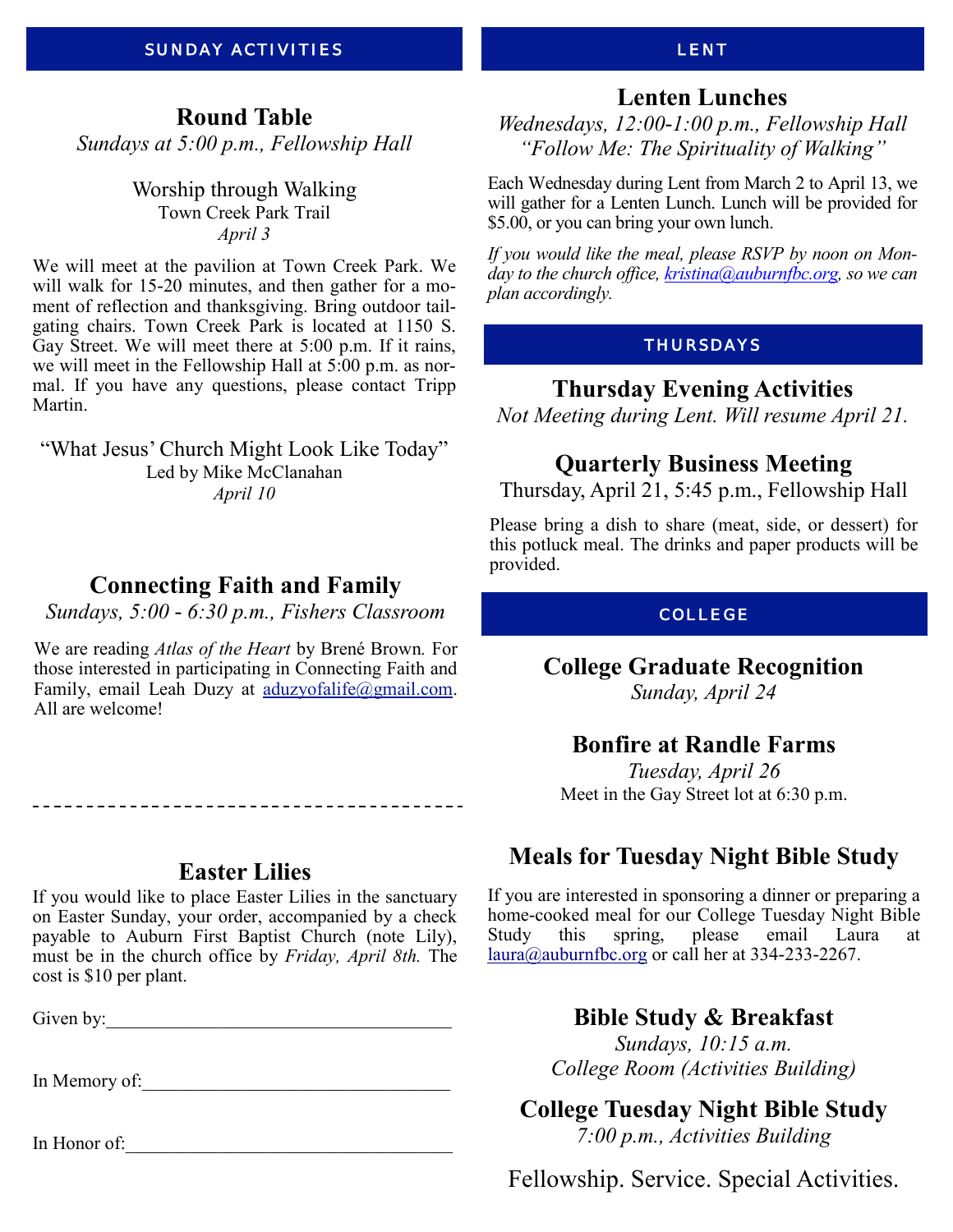## SUNDAY ACTIVITIES

### Round Table

*Sundays at 5:00 p.m., Fellowship Hall*

Worship through Walking
Town Creek Park Trail
*April 3*

We will meet at the pavilion at Town Creek Park. We will walk for 15-20 minutes, and then gather for a moment of reflection and thanksgiving. Bring outdoor tailgating chairs. Town Creek Park is located at 1150 S. Gay Street. We will meet there at 5:00 p.m. If it rains, we will meet in the Fellowship Hall at 5:00 p.m. as normal. If you have any questions, please contact Tripp Martin.

"What Jesus' Church Might Look Like Today"
Led by Mike McClanahan
*April 10*

### Connecting Faith and Family

*Sundays, 5:00 - 6:30 p.m., Fishers Classroom*

We are reading *Atlas of the Heart* by Brené Brown. For those interested in participating in Connecting Faith and Family, email Leah Duzy at aduzyofalife@gmail.com. All are welcome!

---

### Easter Lilies

If you would like to place Easter Lilies in the sanctuary on Easter Sunday, your order, accompanied by a check payable to Auburn First Baptist Church (note Lily), must be in the church office by *Friday, April 8th.* The cost is $10 per plant.

Given by:\_\_\_\_\_\_\_\_\_\_\_\_\_\_\_\_\_\_\_\_\_\_\_\_\_\_\_\_\_\_\_\_\_\_\_\_

In Memory of:\_\_\_\_\_\_\_\_\_\_\_\_\_\_\_\_\_\_\_\_\_\_\_\_\_\_\_\_\_\_\_\_

In Honor of:\_\_\_\_\_\_\_\_\_\_\_\_\_\_\_\_\_\_\_\_\_\_\_\_\_\_\_\_\_\_\_\_\_\_

## LENT

### Lenten Lunches

*Wednesdays, 12:00-1:00 p.m., Fellowship Hall*
*"Follow Me: The Spirituality of Walking"*

Each Wednesday during Lent from March 2 to April 13, we will gather for a Lenten Lunch. Lunch will be provided for $5.00, or you can bring your own lunch.

*If you would like the meal, please RSVP by noon on Monday to the church office, kristina@auburnfbc.org, so we can plan accordingly.*

## THURSDAYS

### Thursday Evening Activities

*Not Meeting during Lent. Will resume April 21.*

### Quarterly Business Meeting

Thursday, April 21, 5:45 p.m., Fellowship Hall

Please bring a dish to share (meat, side, or dessert) for this potluck meal. The drinks and paper products will be provided.

## COLLEGE

### College Graduate Recognition

*Sunday, April 24*

### Bonfire at Randle Farms

*Tuesday, April 26*
Meet in the Gay Street lot at 6:30 p.m.

### Meals for Tuesday Night Bible Study

If you are interested in sponsoring a dinner or preparing a home-cooked meal for our College Tuesday Night Bible Study this spring, please email Laura at laura@auburnfbc.org or call her at 334-233-2267.

### Bible Study & Breakfast

*Sundays, 10:15 a.m.*
*College Room (Activities Building)*

### College Tuesday Night Bible Study

*7:00 p.m., Activities Building*

Fellowship. Service. Special Activities.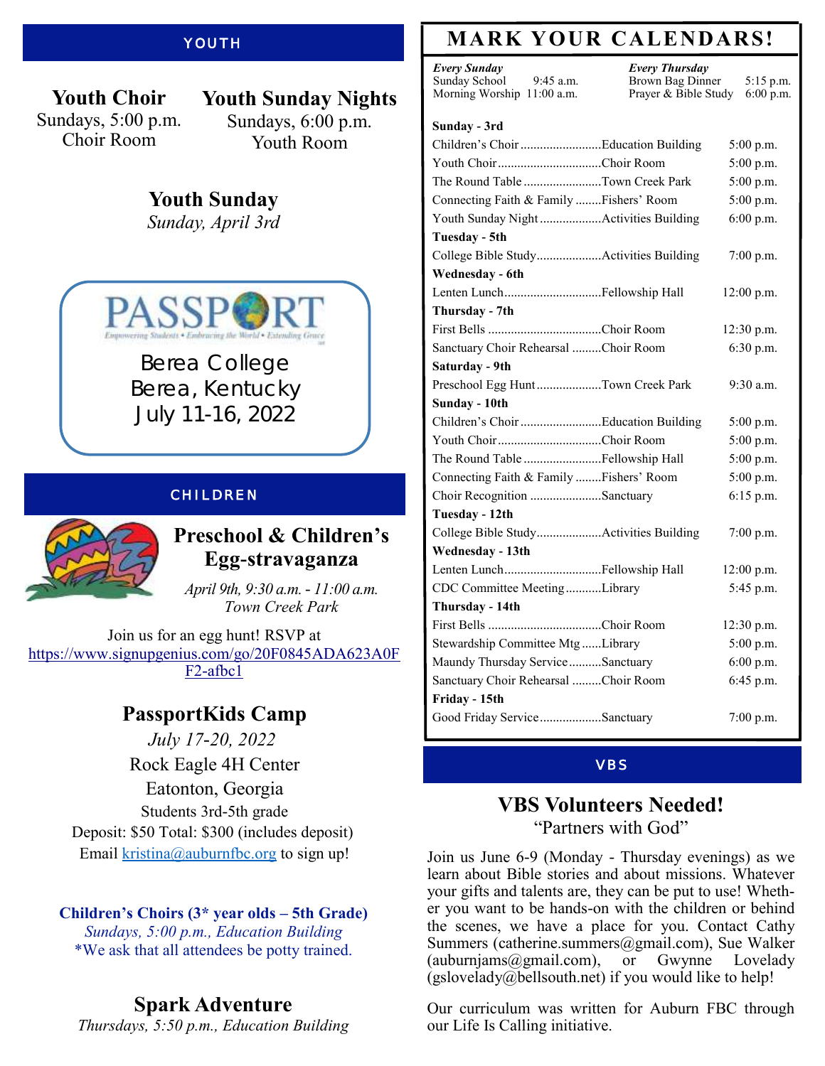## YOUTH

**Youth Choir**
Sundays, 5:00 p.m.
Choir Room

**Youth Sunday Nights**
Sundays, 6:00 p.m.
Youth Room

**Youth Sunday**
*Sunday, April 3rd*

PASSPORT
Empowering Students • Embracing the World • Extending Grace

Berea College
Berea, Kentucky
July 11-16, 2022

## CHILDREN

### Preschool & Children's Egg-stravaganza

*April 9th, 9:30 a.m. - 11:00 a.m.*
*Town Creek Park*

Join us for an egg hunt! RSVP at https://www.signupgenius.com/go/20F0845ADA623A0FF2-afbc1

### PassportKids Camp

*July 17-20, 2022*
Rock Eagle 4H Center
Eatonton, Georgia
Students 3rd-5th grade
Deposit: $50 Total: $300 (includes deposit)
Email kristina@auburnfbc.org to sign up!

**Children's Choirs (3* year olds – 5th Grade)**
*Sundays, 5:00 p.m., Education Building*
*We ask that all attendees be potty trained.

### Spark Adventure

*Thursdays, 5:50 p.m., Education Building*

## MARK YOUR CALENDARS!

***Every Sunday***
Sunday School 9:45 a.m.
Morning Worship 11:00 a.m.

***Every Thursday***
Brown Bag Dinner 5:15 p.m.
Prayer & Bible Study 6:00 p.m.

| Event | Location | Time |
|---|---|---|
| **Sunday - 3rd** | | |
| Children's Choir | Education Building | 5:00 p.m. |
| Youth Choir | Choir Room | 5:00 p.m. |
| The Round Table | Town Creek Park | 5:00 p.m. |
| Connecting Faith & Family | Fishers' Room | 5:00 p.m. |
| Youth Sunday Night | Activities Building | 6:00 p.m. |
| **Tuesday - 5th** | | |
| College Bible Study | Activities Building | 7:00 p.m. |
| **Wednesday - 6th** | | |
| Lenten Lunch | Fellowship Hall | 12:00 p.m. |
| **Thursday - 7th** | | |
| First Bells | Choir Room | 12:30 p.m. |
| Sanctuary Choir Rehearsal | Choir Room | 6:30 p.m. |
| **Saturday - 9th** | | |
| Preschool Egg Hunt | Town Creek Park | 9:30 a.m. |
| **Sunday - 10th** | | |
| Children's Choir | Education Building | 5:00 p.m. |
| Youth Choir | Choir Room | 5:00 p.m. |
| The Round Table | Fellowship Hall | 5:00 p.m. |
| Connecting Faith & Family | Fishers' Room | 5:00 p.m. |
| Choir Recognition | Sanctuary | 6:15 p.m. |
| **Tuesday - 12th** | | |
| College Bible Study | Activities Building | 7:00 p.m. |
| **Wednesday - 13th** | | |
| Lenten Lunch | Fellowship Hall | 12:00 p.m. |
| CDC Committee Meeting | Library | 5:45 p.m. |
| **Thursday - 14th** | | |
| First Bells | Choir Room | 12:30 p.m. |
| Stewardship Committee Mtg | Library | 5:00 p.m. |
| Maundy Thursday Service | Sanctuary | 6:00 p.m. |
| Sanctuary Choir Rehearsal | Choir Room | 6:45 p.m. |
| **Friday - 15th** | | |
| Good Friday Service | Sanctuary | 7:00 p.m. |

## VBS

### VBS Volunteers Needed!

"Partners with God"

Join us June 6-9 (Monday - Thursday evenings) as we learn about Bible stories and about missions. Whatever your gifts and talents are, they can be put to use! Whether you want to be hands-on with the children or behind the scenes, we have a place for you. Contact Cathy Summers (catherine.summers@gmail.com), Sue Walker (auburnjams@gmail.com), or Gwynne Lovelady (gslovelady@bellsouth.net) if you would like to help!

Our curriculum was written for Auburn FBC through our Life Is Calling initiative.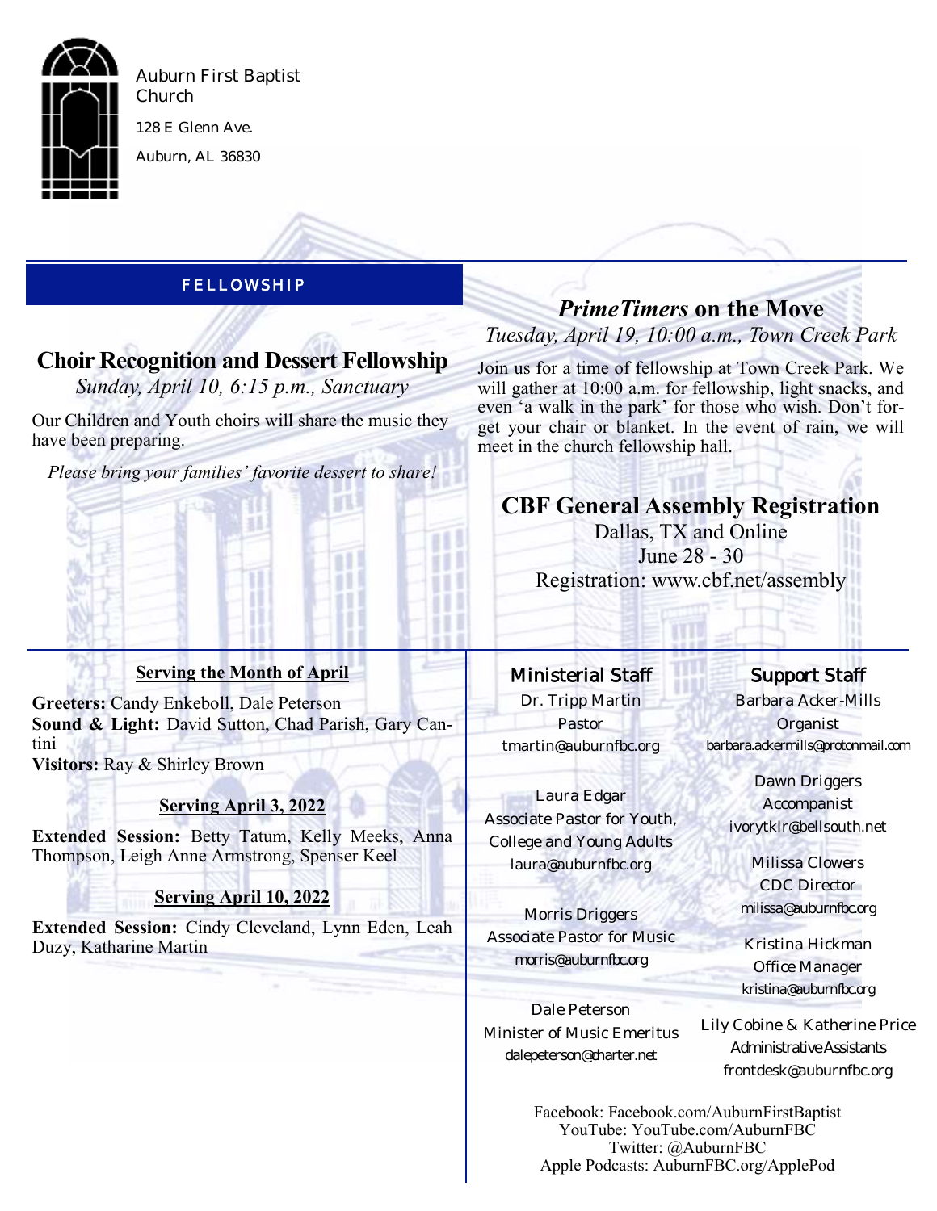Auburn First Baptist Church

128 E Glenn Ave.

Auburn, AL 36830

## FELLOWSHIP

### Choir Recognition and Dessert Fellowship

*Sunday, April 10, 6:15 p.m., Sanctuary*

Our Children and Youth choirs will share the music they have been preparing.

*Please bring your families' favorite dessert to share!*

### *PrimeTimers* on the Move

*Tuesday, April 19, 10:00 a.m., Town Creek Park*

Join us for a time of fellowship at Town Creek Park. We will gather at 10:00 a.m. for fellowship, light snacks, and even 'a walk in the park' for those who wish. Don't forget your chair or blanket. In the event of rain, we will meet in the church fellowship hall.

### CBF General Assembly Registration

Dallas, TX and Online

June 28 - 30

Registration: www.cbf.net/assembly

**Serving the Month of April**

**Greeters:** Candy Enkeboll, Dale Peterson
**Sound & Light:** David Sutton, Chad Parish, Gary Cantini
**Visitors:** Ray & Shirley Brown

**Serving April 3, 2022**

**Extended Session:** Betty Tatum, Kelly Meeks, Anna Thompson, Leigh Anne Armstrong, Spenser Keel

**Serving April 10, 2022**

**Extended Session:** Cindy Cleveland, Lynn Eden, Leah Duzy, Katharine Martin

### Ministerial Staff

Dr. Tripp Martin
Pastor
tmartin@auburnfbc.org

Laura Edgar
Associate Pastor for Youth, College and Young Adults
laura@auburnfbc.org

Morris Driggers
Associate Pastor for Music
morris@auburnfbc.org

Dale Peterson
Minister of Music Emeritus
dalepeterson@charter.net

### Support Staff

Barbara Acker-Mills
Organist
barbara.ackermills@protonmail.com

Dawn Driggers
Accompanist
ivorytklr@bellsouth.net

Milissa Clowers
CDC Director
milissa@auburnfbc.org

Kristina Hickman
Office Manager
kristina@auburnfbc.org

Lily Cobine & Katherine Price
Administrative Assistants
frontdesk@auburnfbc.org

Facebook: Facebook.com/AuburnFirstBaptist
YouTube: YouTube.com/AuburnFBC
Twitter: @AuburnFBC
Apple Podcasts: AuburnFBC.org/ApplePod